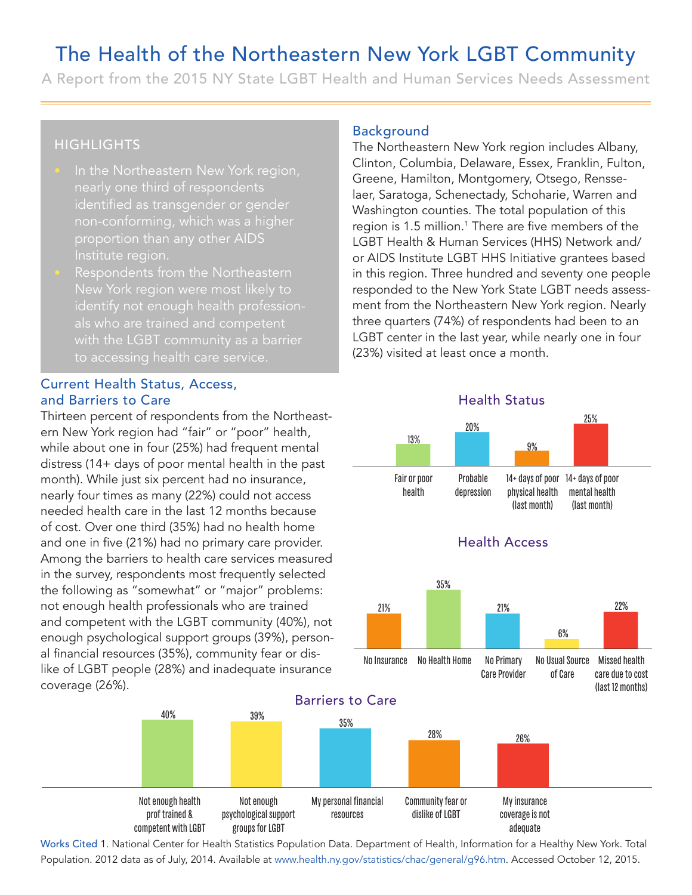# The Health of the Northeastern New York LGBT Community

A Report from the 2015 NY State LGBT Health and Human Services Needs Assessment

## HIGHLIGHTS

- In the Northeastern New York region, nearly one third of respondents identified as transgender or gender non-conforming, which was a higher proportion than any other AIDS Institute region.
- Respondents from the Northeastern New York region were most likely to identify not enough health professionals who are trained and competent with the LGBT community as a barrier to accessing health care service.

## Background

The Northeastern New York region includes Albany, Clinton, Columbia, Delaware, Essex, Franklin, Fulton, Greene, Hamilton, Montgomery, Otsego, Rensselaer, Saratoga, Schenectady, Schoharie, Warren and Washington counties. The total population of this region is 1.5 million.[1] There are five members of the LGBT Health & Human Services (HHS) Network and/or AIDS Institute LGBT HHS Initiative grantees based in this region. Three hundred and seventy one people responded to the New York State LGBT needs assessment from the Northeastern New York region. Nearly three quarters (74%) of respondents had been to an LGBT center in the last year, while nearly one in four (23%) visited at least once a month.

## Current Health Status, Access, and Barriers to Care

Thirteen percent of respondents from the Northeastern New York region had "fair" or "poor" health, while about one in four (25%) had frequent mental distress (14+ days of poor mental health in the past month). While just six percent had no insurance, nearly four times as many (22%) could not access needed health care in the last 12 months because of cost. Over one third (35%) had no health home and one in five (21%) had no primary care provider. Among the barriers to health care services measured in the survey, respondents most frequently selected the following as "somewhat" or "major" problems: not enough health professionals who are trained and competent with the LGBT community (40%), not enough psychological support groups (39%), personal financial resources (35%), community fear or dislike of LGBT people (28%) and inadequate insurance coverage (26%).

### Health Status

13%
Fair or poor health

20%
Probable depression

9%
14+ days of poor physical health (last month)

25%
14+ days of poor mental health (last month)

### Health Access

21%
No Insurance

35%
No Health Home

21%
No Primary Care Provider

6%
No Usual Source of Care

22%
Missed health care due to cost (last 12 months)

### Barriers to Care

40%
Not enough health prof trained & competent with LGBT

39%
Not enough psychological support groups for LGBT

35%
My personal financial resources

28%
Community fear or dislike of LGBT

26%
My insurance coverage is not adequate

Works Cited 1. National Center for Health Statistics Population Data. Department of Health, Information for a Healthy New York. Total Population. 2012 data as of July, 2014. Available at www.health.ny.gov/statistics/chac/general/g96.htm. Accessed October 12, 2015.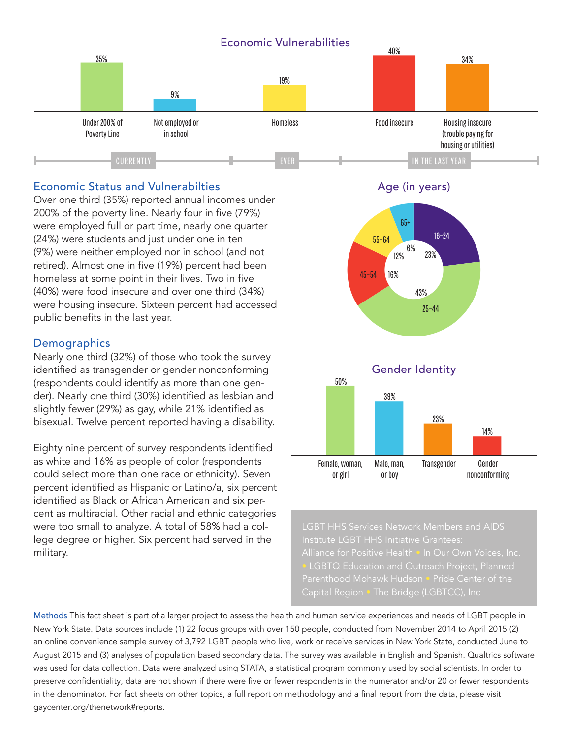## Economic Vulnerabilities

35%
Under 200% of Poverty Line

9%
Not employed or in school

19%
Homeless

40%
Food insecure

34%
Housing insecure (trouble paying for housing or utilities)

CURRENTLY

EVER

IN THE LAST YEAR

### Economic Status and Vulnerabilties

Over one third (35%) reported annual incomes under 200% of the poverty line. Nearly four in five (79%) were employed full or part time, nearly one quarter (24%) were students and just under one in ten (9%) were neither employed nor in school (and not retired). Almost one in five (19%) percent had been homeless at some point in their lives. Two in five (40%) were food insecure and over one third (34%) were housing insecure. Sixteen percent had accessed public benefits in the last year.

### Demographics

Nearly one third (32%) of those who took the survey identified as transgender or gender nonconforming (respondents could identify as more than one gender). Nearly one third (30%) identified as lesbian and slightly fewer (29%) as gay, while 21% identified as bisexual. Twelve percent reported having a disability.

Eighty nine percent of survey respondents identified as white and 16% as people of color (respondents could select more than one race or ethnicity). Seven percent identified as Hispanic or Latino/a, six percent identified as Black or African American and six percent as multiracial. Other racial and ethnic categories were too small to analyze. A total of 58% had a college degree or higher. Six percent had served in the military.

## Age (in years)

16-24
23%

25-44
43%

45-54
16%

55-64
12%

65+
6%

## Gender Identity

50%
Female, woman, or girl

39%
Male, man, or boy

23%
Transgender

14%
Gender nonconforming

LGBT HHS Services Network Members and AIDS Institute LGBT HHS Initiative Grantees:
Alliance for Positive Health • In Our Own Voices, Inc. • LGBTQ Education and Outreach Project, Planned Parenthood Mohawk Hudson • Pride Center of the Capital Region • The Bridge (LGBTCC), Inc

**Methods** This fact sheet is part of a larger project to assess the health and human service experiences and needs of LGBT people in New York State. Data sources include (1) 22 focus groups with over 150 people, conducted from November 2014 to April 2015 (2) an online convenience sample survey of 3,792 LGBT people who live, work or receive services in New York State, conducted June to August 2015 and (3) analyses of population based secondary data. The survey was available in English and Spanish. Qualtrics software was used for data collection. Data were analyzed using STATA, a statistical program commonly used by social scientists. In order to preserve confidentiality, data are not shown if there were five or fewer respondents in the numerator and/or 20 or fewer respondents in the denominator. For fact sheets on other topics, a full report on methodology and a final report from the data, please visit gaycenter.org/thenetwork#reports.